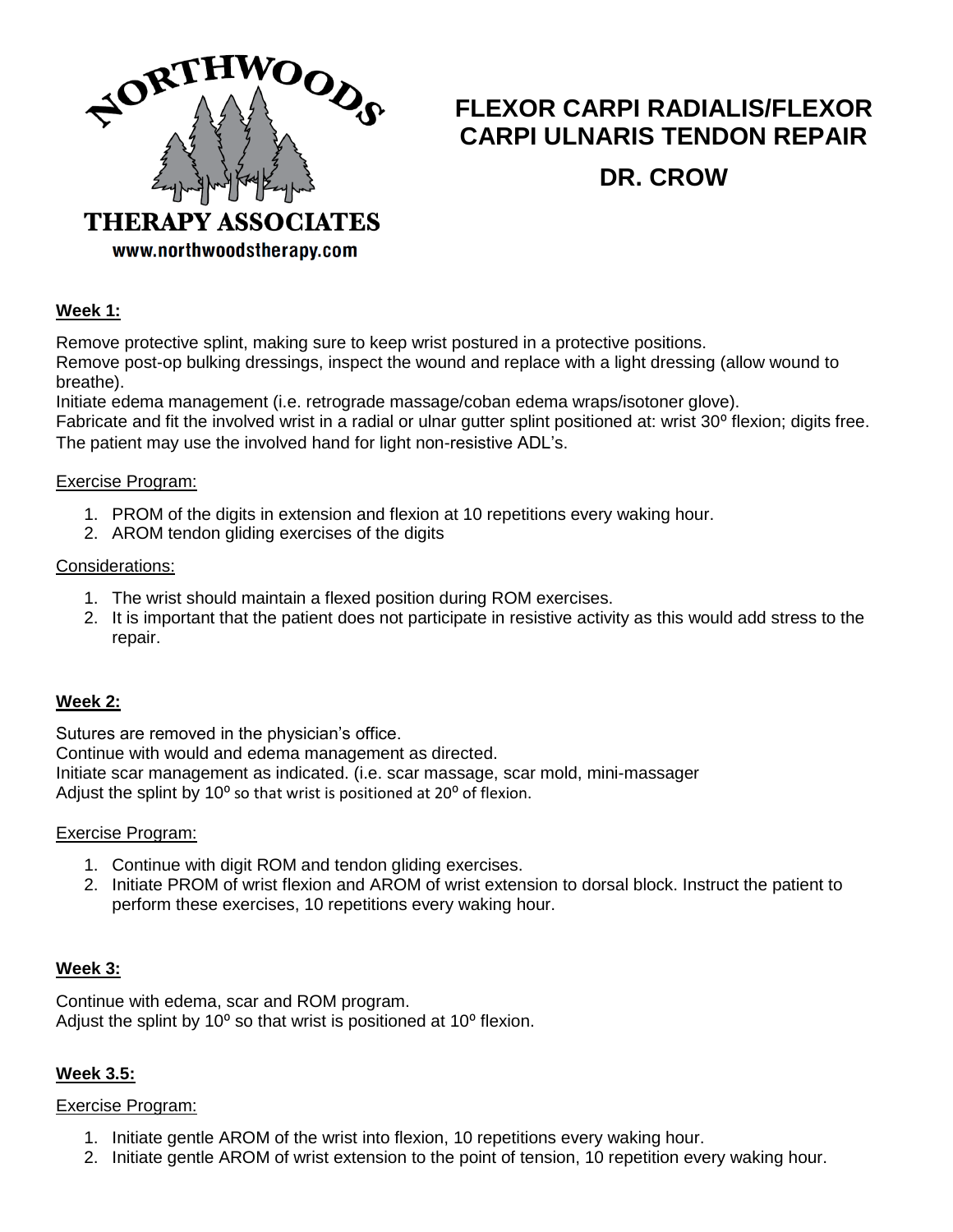NORTHWOODS THERAPY ASSOCIATES
www.northwoodstherapy.com

# FLEXOR CARPI RADIALIS/FLEXOR CARPI ULNARIS TENDON REPAIR

## DR. CROW

**Week 1:**

Remove protective splint, making sure to keep wrist postured in a protective positions.
Remove post-op bulking dressings, inspect the wound and replace with a light dressing (allow wound to breathe).
Initiate edema management (i.e. retrograde massage/coban edema wraps/isotoner glove).
Fabricate and fit the involved wrist in a radial or ulnar gutter splint positioned at: wrist 30º flexion; digits free.
The patient may use the involved hand for light non-resistive ADL's.

Exercise Program:

1. PROM of the digits in extension and flexion at 10 repetitions every waking hour.
2. AROM tendon gliding exercises of the digits

Considerations:

1. The wrist should maintain a flexed position during ROM exercises.
2. It is important that the patient does not participate in resistive activity as this would add stress to the repair.

**Week 2:**

Sutures are removed in the physician's office.
Continue with would and edema management as directed.
Initiate scar management as indicated. (i.e. scar massage, scar mold, mini-massager
Adjust the splint by 10º so that wrist is positioned at 20º of flexion.

Exercise Program:

1. Continue with digit ROM and tendon gliding exercises.
2. Initiate PROM of wrist flexion and AROM of wrist extension to dorsal block. Instruct the patient to perform these exercises, 10 repetitions every waking hour.

**Week 3:**

Continue with edema, scar and ROM program.
Adjust the splint by 10º so that wrist is positioned at 10º flexion.

**Week 3.5:**

Exercise Program:

1. Initiate gentle AROM of the wrist into flexion, 10 repetitions every waking hour.
2. Initiate gentle AROM of wrist extension to the point of tension, 10 repetition every waking hour.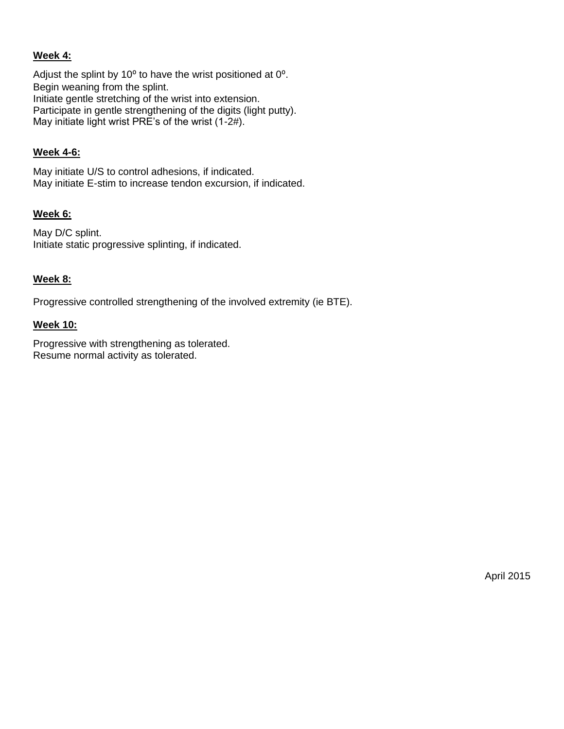**Week 4:**

Adjust the splint by 10º to have the wrist positioned at 0º.
Begin weaning from the splint.
Initiate gentle stretching of the wrist into extension.
Participate in gentle strengthening of the digits (light putty).
May initiate light wrist PRE's of the wrist (1-2#).

**Week 4-6:**

May initiate U/S to control adhesions, if indicated.
May initiate E-stim to increase tendon excursion, if indicated.

**Week 6:**

May D/C splint.
Initiate static progressive splinting, if indicated.

**Week 8:**

Progressive controlled strengthening of the involved extremity (ie BTE).

**Week 10:**

Progressive with strengthening as tolerated.
Resume normal activity as tolerated.

April 2015